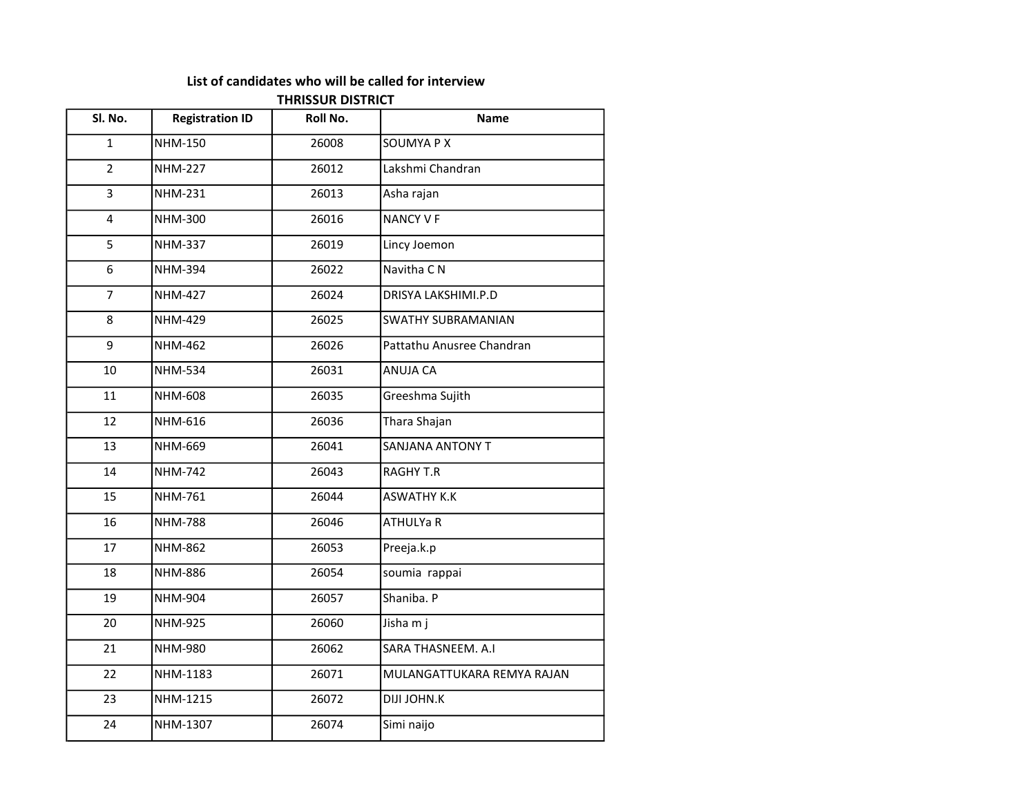## List of candidates who will be called for interview

### THRISSUR DISTRICT

| Sl. No. | Registration ID | Roll No. | Name |
|---|---|---|---|
| 1 | NHM-150 | 26008 | SOUMYA P X |
| 2 | NHM-227 | 26012 | Lakshmi Chandran |
| 3 | NHM-231 | 26013 | Asha rajan |
| 4 | NHM-300 | 26016 | NANCY V F |
| 5 | NHM-337 | 26019 | Lincy Joemon |
| 6 | NHM-394 | 26022 | Navitha C N |
| 7 | NHM-427 | 26024 | DRISYA LAKSHIMI.P.D |
| 8 | NHM-429 | 26025 | SWATHY SUBRAMANIAN |
| 9 | NHM-462 | 26026 | Pattathu Anusree Chandran |
| 10 | NHM-534 | 26031 | ANUJA CA |
| 11 | NHM-608 | 26035 | Greeshma Sujith |
| 12 | NHM-616 | 26036 | Thara Shajan |
| 13 | NHM-669 | 26041 | SANJANA ANTONY T |
| 14 | NHM-742 | 26043 | RAGHY T.R |
| 15 | NHM-761 | 26044 | ASWATHY K.K |
| 16 | NHM-788 | 26046 | ATHULYa R |
| 17 | NHM-862 | 26053 | Preeja.k.p |
| 18 | NHM-886 | 26054 | soumia rappai |
| 19 | NHM-904 | 26057 | Shaniba. P |
| 20 | NHM-925 | 26060 | Jisha m j |
| 21 | NHM-980 | 26062 | SARA THASNEEM. A.I |
| 22 | NHM-1183 | 26071 | MULANGATTUKARA REMYA RAJAN |
| 23 | NHM-1215 | 26072 | DIJI JOHN.K |
| 24 | NHM-1307 | 26074 | Simi naijo |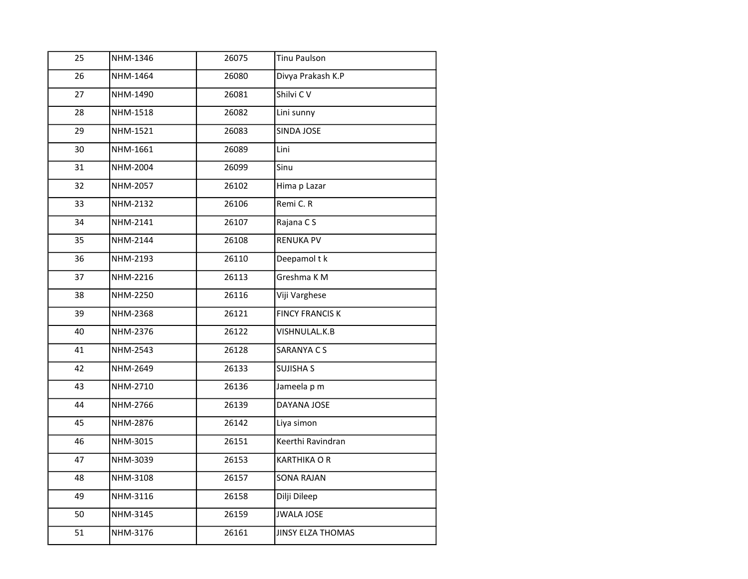| 25 | NHM-1346 | 26075 | Tinu Paulson |
|---|---|---|---|
| 26 | NHM-1464 | 26080 | Divya Prakash K.P |
| 27 | NHM-1490 | 26081 | Shilvi C V |
| 28 | NHM-1518 | 26082 | Lini sunny |
| 29 | NHM-1521 | 26083 | SINDA JOSE |
| 30 | NHM-1661 | 26089 | Lini |
| 31 | NHM-2004 | 26099 | Sinu |
| 32 | NHM-2057 | 26102 | Hima p Lazar |
| 33 | NHM-2132 | 26106 | Remi C. R |
| 34 | NHM-2141 | 26107 | Rajana C S |
| 35 | NHM-2144 | 26108 | RENUKA PV |
| 36 | NHM-2193 | 26110 | Deepamol t k |
| 37 | NHM-2216 | 26113 | Greshma K M |
| 38 | NHM-2250 | 26116 | Viji Varghese |
| 39 | NHM-2368 | 26121 | FINCY FRANCIS K |
| 40 | NHM-2376 | 26122 | VISHNULAL.K.B |
| 41 | NHM-2543 | 26128 | SARANYA C S |
| 42 | NHM-2649 | 26133 | SUJISHA S |
| 43 | NHM-2710 | 26136 | Jameela p m |
| 44 | NHM-2766 | 26139 | DAYANA JOSE |
| 45 | NHM-2876 | 26142 | Liya simon |
| 46 | NHM-3015 | 26151 | Keerthi Ravindran |
| 47 | NHM-3039 | 26153 | KARTHIKA O R |
| 48 | NHM-3108 | 26157 | SONA RAJAN |
| 49 | NHM-3116 | 26158 | Dilji Dileep |
| 50 | NHM-3145 | 26159 | JWALA JOSE |
| 51 | NHM-3176 | 26161 | JINSY ELZA THOMAS |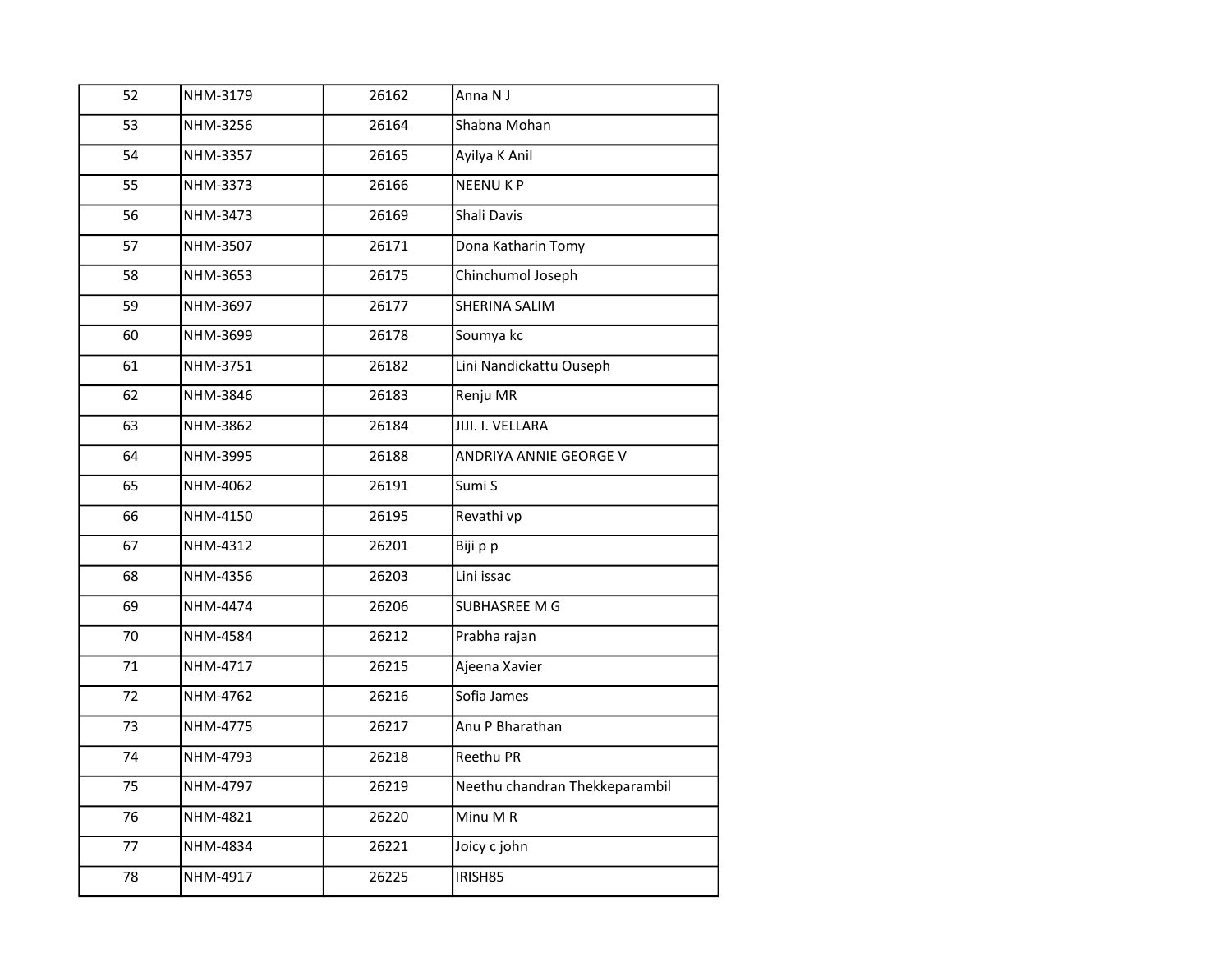| | | | |
|---|---|---|---|
| 52 | NHM-3179 | 26162 | Anna N J |
| 53 | NHM-3256 | 26164 | Shabna Mohan |
| 54 | NHM-3357 | 26165 | Ayilya K Anil |
| 55 | NHM-3373 | 26166 | NEENU K P |
| 56 | NHM-3473 | 26169 | Shali Davis |
| 57 | NHM-3507 | 26171 | Dona Katharin Tomy |
| 58 | NHM-3653 | 26175 | Chinchumol Joseph |
| 59 | NHM-3697 | 26177 | SHERINA SALIM |
| 60 | NHM-3699 | 26178 | Soumya kc |
| 61 | NHM-3751 | 26182 | Lini Nandickattu Ouseph |
| 62 | NHM-3846 | 26183 | Renju MR |
| 63 | NHM-3862 | 26184 | JIJI. I. VELLARA |
| 64 | NHM-3995 | 26188 | ANDRIYA ANNIE GEORGE V |
| 65 | NHM-4062 | 26191 | Sumi S |
| 66 | NHM-4150 | 26195 | Revathi vp |
| 67 | NHM-4312 | 26201 | Biji p p |
| 68 | NHM-4356 | 26203 | Lini issac |
| 69 | NHM-4474 | 26206 | SUBHASREE M G |
| 70 | NHM-4584 | 26212 | Prabha rajan |
| 71 | NHM-4717 | 26215 | Ajeena Xavier |
| 72 | NHM-4762 | 26216 | Sofia James |
| 73 | NHM-4775 | 26217 | Anu P Bharathan |
| 74 | NHM-4793 | 26218 | Reethu PR |
| 75 | NHM-4797 | 26219 | Neethu chandran Thekkeparambil |
| 76 | NHM-4821 | 26220 | Minu M R |
| 77 | NHM-4834 | 26221 | Joicy c john |
| 78 | NHM-4917 | 26225 | IRISH85 |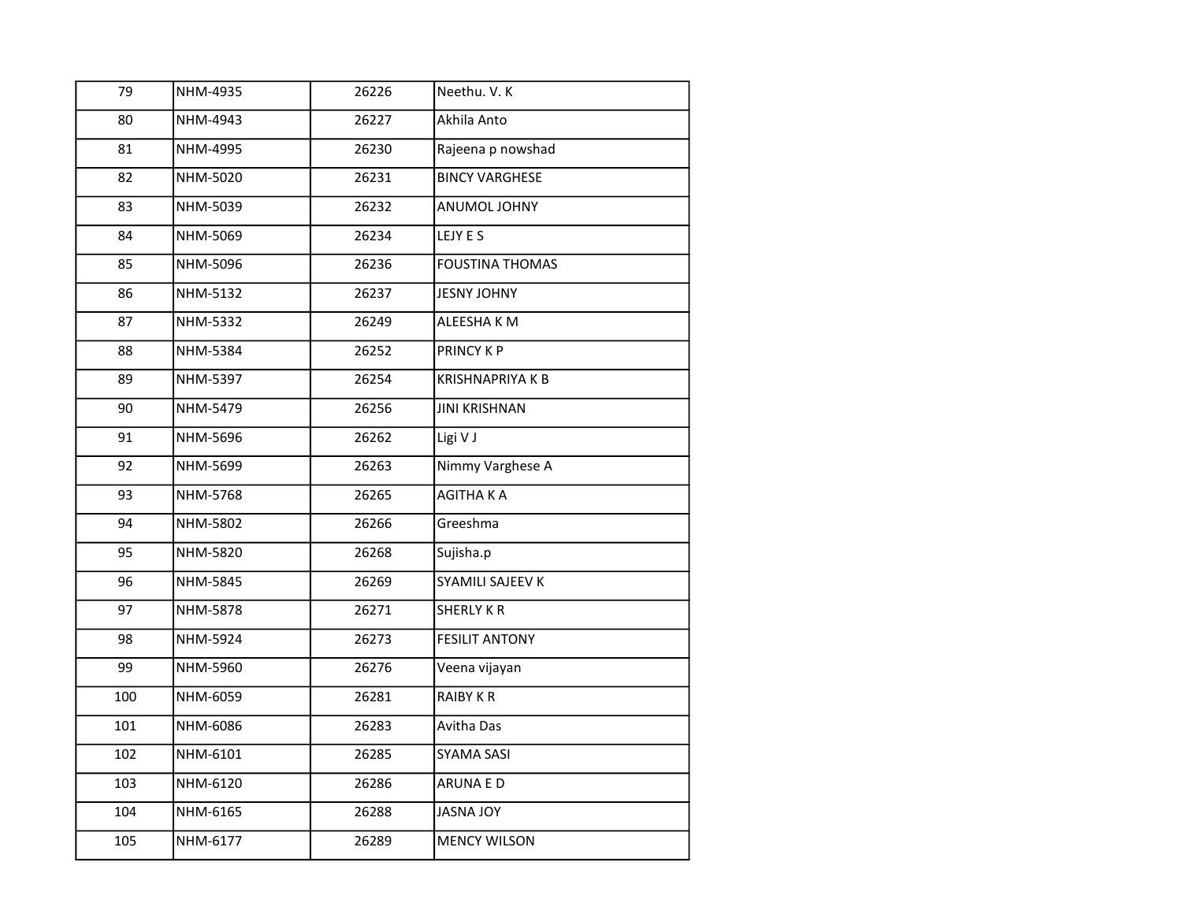| | | | |
|---|---|---|---|
| 79 | NHM-4935 | 26226 | Neethu. V. K |
| 80 | NHM-4943 | 26227 | Akhila Anto |
| 81 | NHM-4995 | 26230 | Rajeena p nowshad |
| 82 | NHM-5020 | 26231 | BINCY VARGHESE |
| 83 | NHM-5039 | 26232 | ANUMOL JOHNY |
| 84 | NHM-5069 | 26234 | LEJY E S |
| 85 | NHM-5096 | 26236 | FOUSTINA THOMAS |
| 86 | NHM-5132 | 26237 | JESNY JOHNY |
| 87 | NHM-5332 | 26249 | ALEESHA K M |
| 88 | NHM-5384 | 26252 | PRINCY K P |
| 89 | NHM-5397 | 26254 | KRISHNAPRIYA K B |
| 90 | NHM-5479 | 26256 | JINI KRISHNAN |
| 91 | NHM-5696 | 26262 | Ligi V J |
| 92 | NHM-5699 | 26263 | Nimmy Varghese A |
| 93 | NHM-5768 | 26265 | AGITHA K A |
| 94 | NHM-5802 | 26266 | Greeshma |
| 95 | NHM-5820 | 26268 | Sujisha.p |
| 96 | NHM-5845 | 26269 | SYAMILI SAJEEV K |
| 97 | NHM-5878 | 26271 | SHERLY K R |
| 98 | NHM-5924 | 26273 | FESILIT ANTONY |
| 99 | NHM-5960 | 26276 | Veena vijayan |
| 100 | NHM-6059 | 26281 | RAIBY K R |
| 101 | NHM-6086 | 26283 | Avitha Das |
| 102 | NHM-6101 | 26285 | SYAMA SASI |
| 103 | NHM-6120 | 26286 | ARUNA E D |
| 104 | NHM-6165 | 26288 | JASNA JOY |
| 105 | NHM-6177 | 26289 | MENCY WILSON |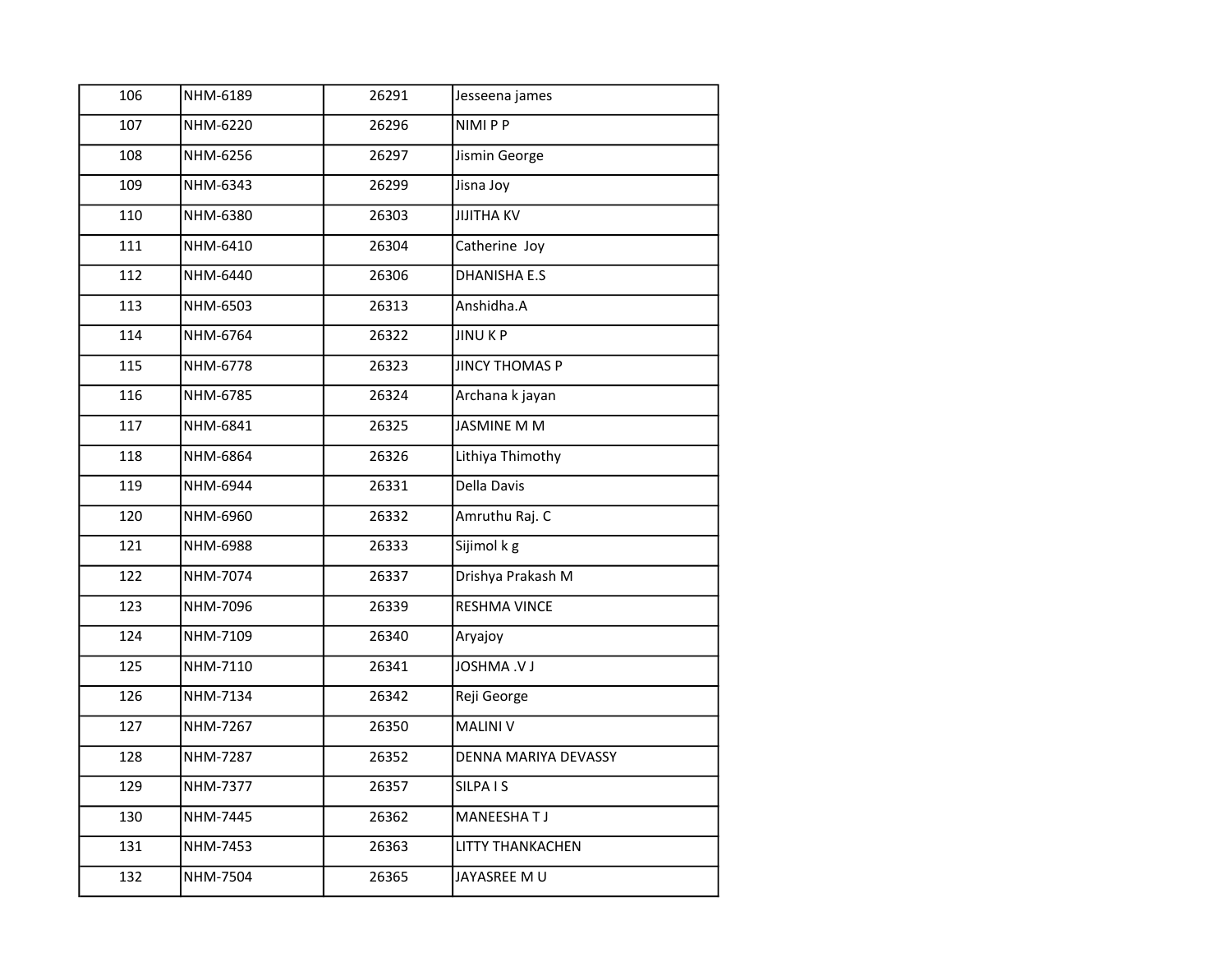| 106 | NHM-6189 | 26291 | Jesseena james |
|---|---|---|---|
| 107 | NHM-6220 | 26296 | NIMI P P |
| 108 | NHM-6256 | 26297 | Jismin George |
| 109 | NHM-6343 | 26299 | Jisna Joy |
| 110 | NHM-6380 | 26303 | JIJITHA KV |
| 111 | NHM-6410 | 26304 | Catherine  Joy |
| 112 | NHM-6440 | 26306 | DHANISHA E.S |
| 113 | NHM-6503 | 26313 | Anshidha.A |
| 114 | NHM-6764 | 26322 | JINU K P |
| 115 | NHM-6778 | 26323 | JINCY THOMAS P |
| 116 | NHM-6785 | 26324 | Archana k jayan |
| 117 | NHM-6841 | 26325 | JASMINE M M |
| 118 | NHM-6864 | 26326 | Lithiya Thimothy |
| 119 | NHM-6944 | 26331 | Della Davis |
| 120 | NHM-6960 | 26332 | Amruthu Raj. C |
| 121 | NHM-6988 | 26333 | Sijimol k g |
| 122 | NHM-7074 | 26337 | Drishya Prakash M |
| 123 | NHM-7096 | 26339 | RESHMA VINCE |
| 124 | NHM-7109 | 26340 | Aryajoy |
| 125 | NHM-7110 | 26341 | JOSHMA .V J |
| 126 | NHM-7134 | 26342 | Reji George |
| 127 | NHM-7267 | 26350 | MALINI V |
| 128 | NHM-7287 | 26352 | DENNA MARIYA DEVASSY |
| 129 | NHM-7377 | 26357 | SILPA I S |
| 130 | NHM-7445 | 26362 | MANEESHA T J |
| 131 | NHM-7453 | 26363 | LITTY THANKACHEN |
| 132 | NHM-7504 | 26365 | JAYASREE M U |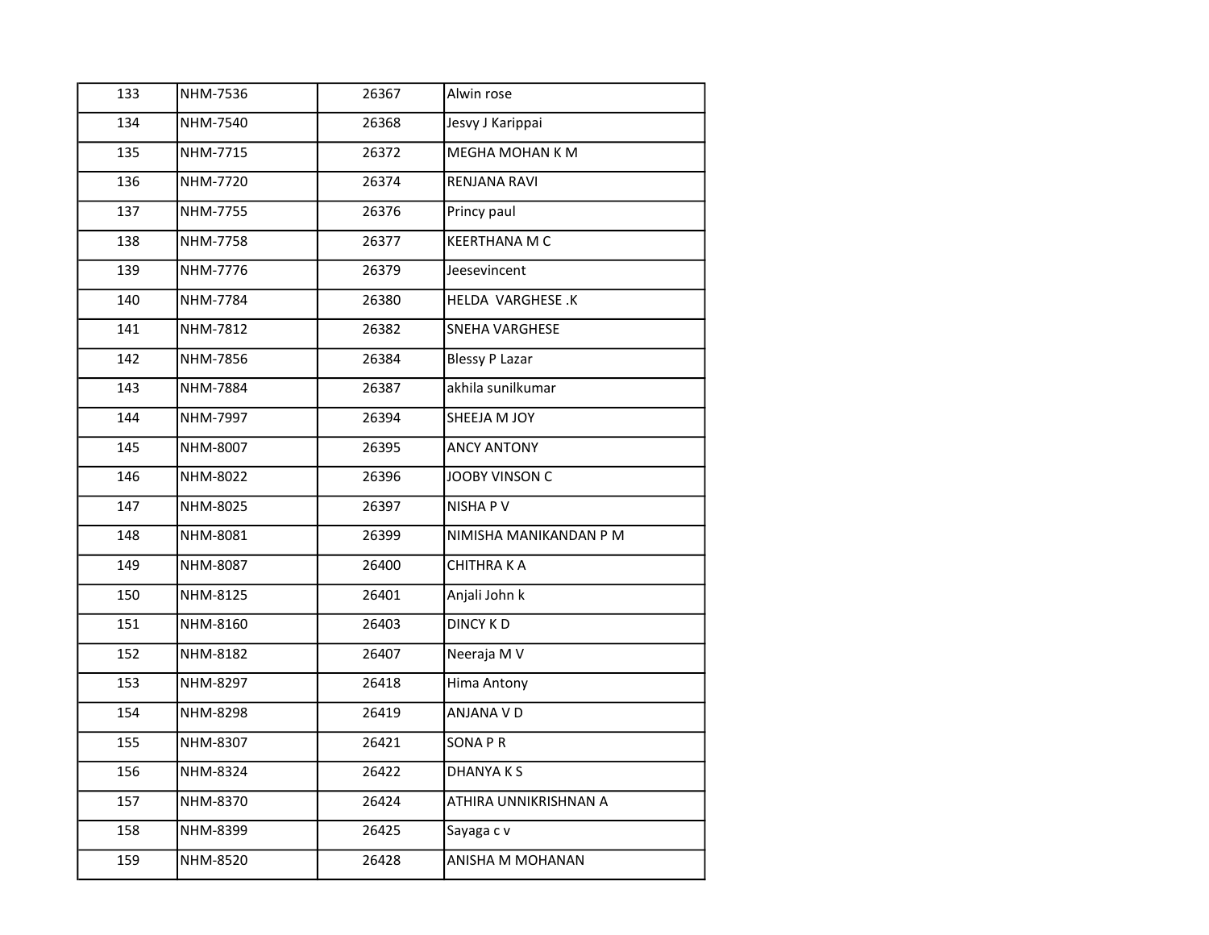| 133 | NHM-7536 | 26367 | Alwin rose |
|---|---|---|---|
| 134 | NHM-7540 | 26368 | Jesvy J Karippai |
| 135 | NHM-7715 | 26372 | MEGHA MOHAN K M |
| 136 | NHM-7720 | 26374 | RENJANA RAVI |
| 137 | NHM-7755 | 26376 | Princy paul |
| 138 | NHM-7758 | 26377 | KEERTHANA M C |
| 139 | NHM-7776 | 26379 | Jeesevincent |
| 140 | NHM-7784 | 26380 | HELDA  VARGHESE .K |
| 141 | NHM-7812 | 26382 | SNEHA VARGHESE |
| 142 | NHM-7856 | 26384 | Blessy P Lazar |
| 143 | NHM-7884 | 26387 | akhila sunilkumar |
| 144 | NHM-7997 | 26394 | SHEEJA M JOY |
| 145 | NHM-8007 | 26395 | ANCY ANTONY |
| 146 | NHM-8022 | 26396 | JOOBY VINSON C |
| 147 | NHM-8025 | 26397 | NISHA P V |
| 148 | NHM-8081 | 26399 | NIMISHA MANIKANDAN P M |
| 149 | NHM-8087 | 26400 | CHITHRA K A |
| 150 | NHM-8125 | 26401 | Anjali John k |
| 151 | NHM-8160 | 26403 | DINCY K D |
| 152 | NHM-8182 | 26407 | Neeraja M V |
| 153 | NHM-8297 | 26418 | Hima Antony |
| 154 | NHM-8298 | 26419 | ANJANA V D |
| 155 | NHM-8307 | 26421 | SONA P R |
| 156 | NHM-8324 | 26422 | DHANYA K S |
| 157 | NHM-8370 | 26424 | ATHIRA UNNIKRISHNAN A |
| 158 | NHM-8399 | 26425 | Sayaga c v |
| 159 | NHM-8520 | 26428 | ANISHA M MOHANAN |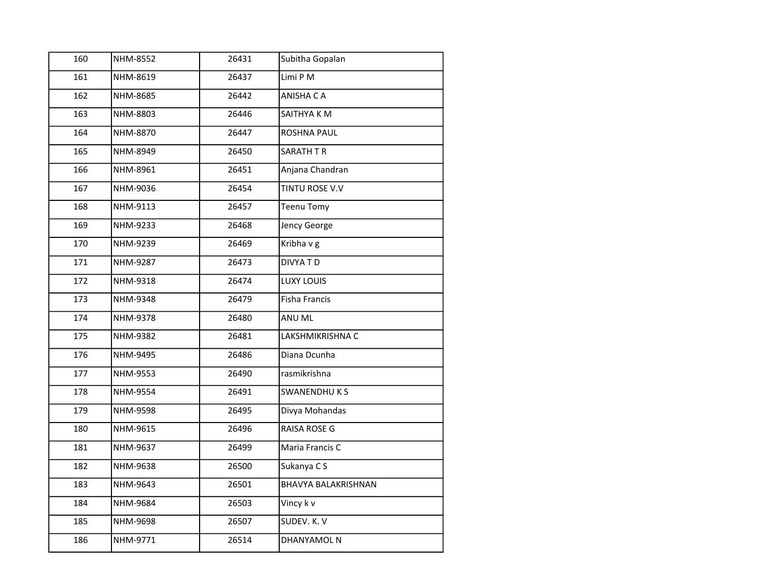| | | | |
|---|---|---|---|
| 160 | NHM-8552 | 26431 | Subitha Gopalan |
| 161 | NHM-8619 | 26437 | Limi P M |
| 162 | NHM-8685 | 26442 | ANISHA C A |
| 163 | NHM-8803 | 26446 | SAITHYA K M |
| 164 | NHM-8870 | 26447 | ROSHNA PAUL |
| 165 | NHM-8949 | 26450 | SARATH T R |
| 166 | NHM-8961 | 26451 | Anjana Chandran |
| 167 | NHM-9036 | 26454 | TINTU ROSE V.V |
| 168 | NHM-9113 | 26457 | Teenu Tomy |
| 169 | NHM-9233 | 26468 | Jency George |
| 170 | NHM-9239 | 26469 | Kribha v g |
| 171 | NHM-9287 | 26473 | DIVYA T D |
| 172 | NHM-9318 | 26474 | LUXY LOUIS |
| 173 | NHM-9348 | 26479 | Fisha Francis |
| 174 | NHM-9378 | 26480 | ANU ML |
| 175 | NHM-9382 | 26481 | LAKSHMIKRISHNA C |
| 176 | NHM-9495 | 26486 | Diana Dcunha |
| 177 | NHM-9553 | 26490 | rasmikrishna |
| 178 | NHM-9554 | 26491 | SWANENDHU K S |
| 179 | NHM-9598 | 26495 | Divya Mohandas |
| 180 | NHM-9615 | 26496 | RAISA ROSE G |
| 181 | NHM-9637 | 26499 | Maria Francis C |
| 182 | NHM-9638 | 26500 | Sukanya C S |
| 183 | NHM-9643 | 26501 | BHAVYA BALAKRISHNAN |
| 184 | NHM-9684 | 26503 | Vincy k v |
| 185 | NHM-9698 | 26507 | SUDEV. K. V |
| 186 | NHM-9771 | 26514 | DHANYAMOL N |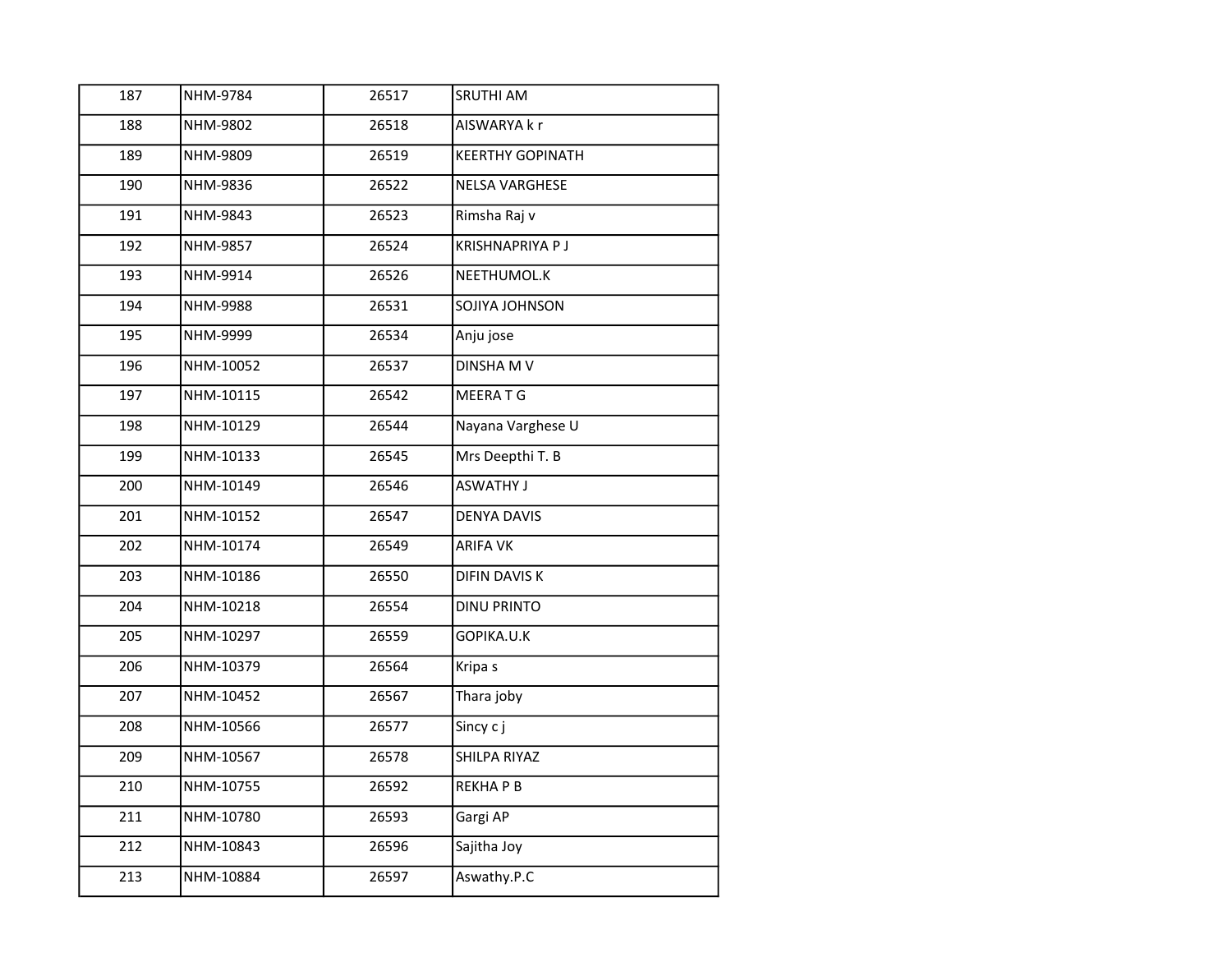| | | | |
|---|---|---|---|
| 187 | NHM-9784 | 26517 | SRUTHI AM |
| 188 | NHM-9802 | 26518 | AISWARYA k r |
| 189 | NHM-9809 | 26519 | KEERTHY GOPINATH |
| 190 | NHM-9836 | 26522 | NELSA VARGHESE |
| 191 | NHM-9843 | 26523 | Rimsha Raj v |
| 192 | NHM-9857 | 26524 | KRISHNAPRIYA P J |
| 193 | NHM-9914 | 26526 | NEETHUMOL.K |
| 194 | NHM-9988 | 26531 | SOJIYA JOHNSON |
| 195 | NHM-9999 | 26534 | Anju jose |
| 196 | NHM-10052 | 26537 | DINSHA M V |
| 197 | NHM-10115 | 26542 | MEERA T G |
| 198 | NHM-10129 | 26544 | Nayana Varghese U |
| 199 | NHM-10133 | 26545 | Mrs Deepthi T. B |
| 200 | NHM-10149 | 26546 | ASWATHY J |
| 201 | NHM-10152 | 26547 | DENYA DAVIS |
| 202 | NHM-10174 | 26549 | ARIFA VK |
| 203 | NHM-10186 | 26550 | DIFIN DAVIS K |
| 204 | NHM-10218 | 26554 | DINU PRINTO |
| 205 | NHM-10297 | 26559 | GOPIKA.U.K |
| 206 | NHM-10379 | 26564 | Kripa s |
| 207 | NHM-10452 | 26567 | Thara joby |
| 208 | NHM-10566 | 26577 | Sincy c j |
| 209 | NHM-10567 | 26578 | SHILPA RIYAZ |
| 210 | NHM-10755 | 26592 | REKHA P B |
| 211 | NHM-10780 | 26593 | Gargi AP |
| 212 | NHM-10843 | 26596 | Sajitha Joy |
| 213 | NHM-10884 | 26597 | Aswathy.P.C |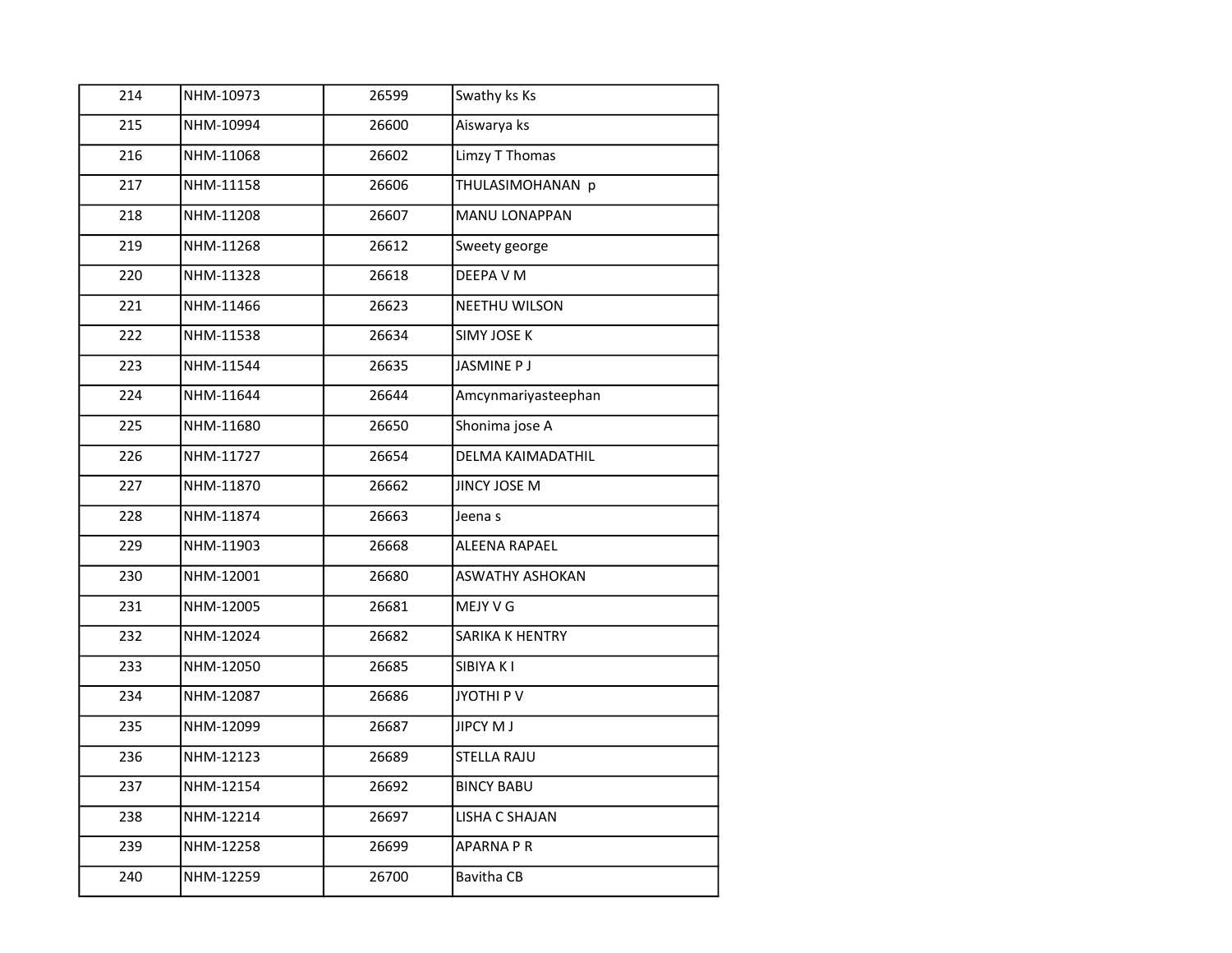| | | | |
|---|---|---|---|
| 214 | NHM-10973 | 26599 | Swathy ks Ks |
| 215 | NHM-10994 | 26600 | Aiswarya ks |
| 216 | NHM-11068 | 26602 | Limzy T Thomas |
| 217 | NHM-11158 | 26606 | THULASIMOHANAN p |
| 218 | NHM-11208 | 26607 | MANU LONAPPAN |
| 219 | NHM-11268 | 26612 | Sweety george |
| 220 | NHM-11328 | 26618 | DEEPA V M |
| 221 | NHM-11466 | 26623 | NEETHU WILSON |
| 222 | NHM-11538 | 26634 | SIMY JOSE K |
| 223 | NHM-11544 | 26635 | JASMINE P J |
| 224 | NHM-11644 | 26644 | Amcynmariyasteephan |
| 225 | NHM-11680 | 26650 | Shonima jose A |
| 226 | NHM-11727 | 26654 | DELMA KAIMADATHIL |
| 227 | NHM-11870 | 26662 | JINCY JOSE M |
| 228 | NHM-11874 | 26663 | Jeena s |
| 229 | NHM-11903 | 26668 | ALEENA RAPAEL |
| 230 | NHM-12001 | 26680 | ASWATHY ASHOKAN |
| 231 | NHM-12005 | 26681 | MEJY V G |
| 232 | NHM-12024 | 26682 | SARIKA K HENTRY |
| 233 | NHM-12050 | 26685 | SIBIYA K I |
| 234 | NHM-12087 | 26686 | JYOTHI P V |
| 235 | NHM-12099 | 26687 | JIPCY M J |
| 236 | NHM-12123 | 26689 | STELLA RAJU |
| 237 | NHM-12154 | 26692 | BINCY BABU |
| 238 | NHM-12214 | 26697 | LISHA C SHAJAN |
| 239 | NHM-12258 | 26699 | APARNA P R |
| 240 | NHM-12259 | 26700 | Bavitha CB |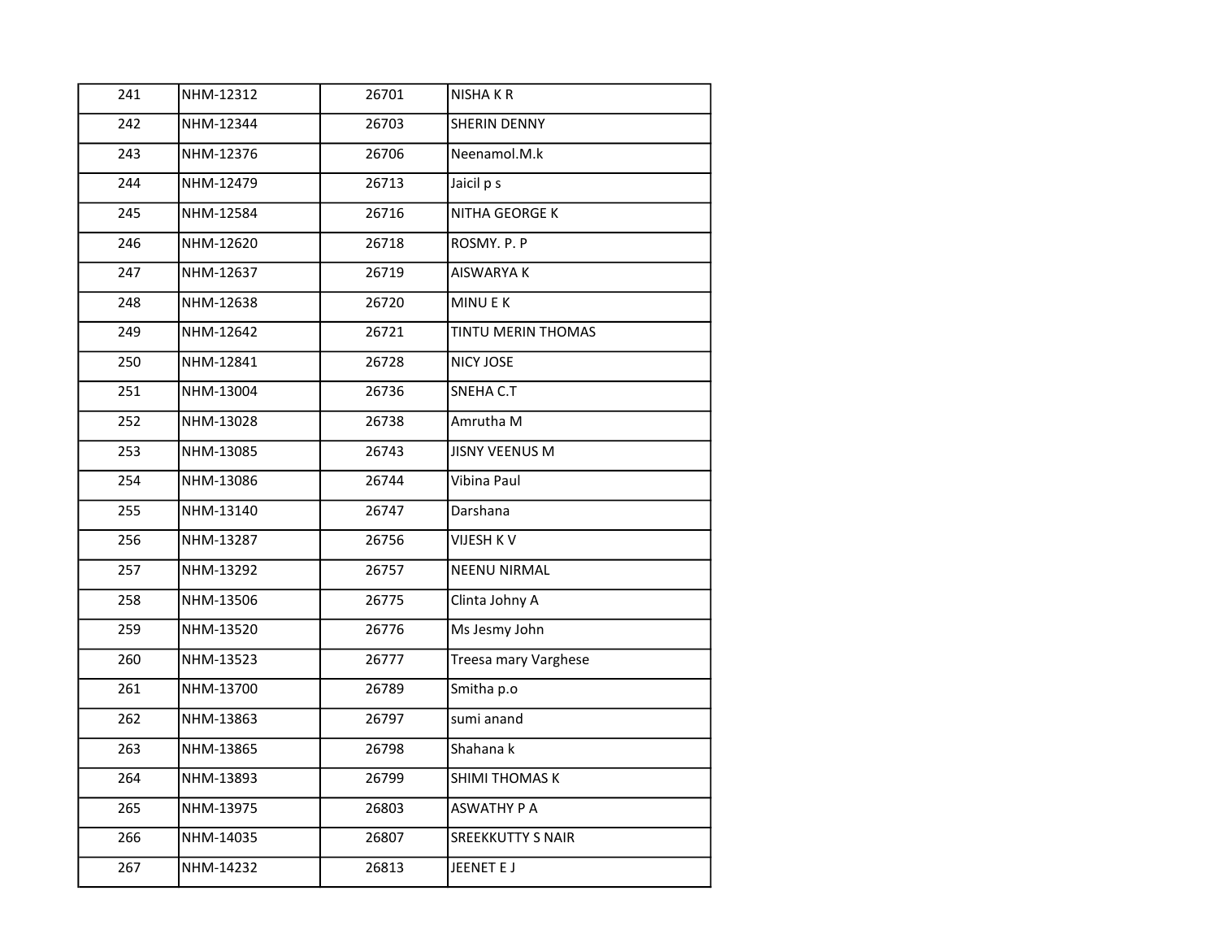| | | | |
|---|---|---|---|
| 241 | NHM-12312 | 26701 | NISHA K R |
| 242 | NHM-12344 | 26703 | SHERIN DENNY |
| 243 | NHM-12376 | 26706 | Neenamol.M.k |
| 244 | NHM-12479 | 26713 | Jaicil p s |
| 245 | NHM-12584 | 26716 | NITHA GEORGE K |
| 246 | NHM-12620 | 26718 | ROSMY. P. P |
| 247 | NHM-12637 | 26719 | AISWARYA K |
| 248 | NHM-12638 | 26720 | MINU E K |
| 249 | NHM-12642 | 26721 | TINTU MERIN THOMAS |
| 250 | NHM-12841 | 26728 | NICY JOSE |
| 251 | NHM-13004 | 26736 | SNEHA C.T |
| 252 | NHM-13028 | 26738 | Amrutha M |
| 253 | NHM-13085 | 26743 | JISNY VEENUS M |
| 254 | NHM-13086 | 26744 | Vibina Paul |
| 255 | NHM-13140 | 26747 | Darshana |
| 256 | NHM-13287 | 26756 | VIJESH K V |
| 257 | NHM-13292 | 26757 | NEENU NIRMAL |
| 258 | NHM-13506 | 26775 | Clinta Johny A |
| 259 | NHM-13520 | 26776 | Ms Jesmy John |
| 260 | NHM-13523 | 26777 | Treesa mary Varghese |
| 261 | NHM-13700 | 26789 | Smitha p.o |
| 262 | NHM-13863 | 26797 | sumi anand |
| 263 | NHM-13865 | 26798 | Shahana k |
| 264 | NHM-13893 | 26799 | SHIMI THOMAS K |
| 265 | NHM-13975 | 26803 | ASWATHY P A |
| 266 | NHM-14035 | 26807 | SREEKKUTTY S NAIR |
| 267 | NHM-14232 | 26813 | JEENET E J |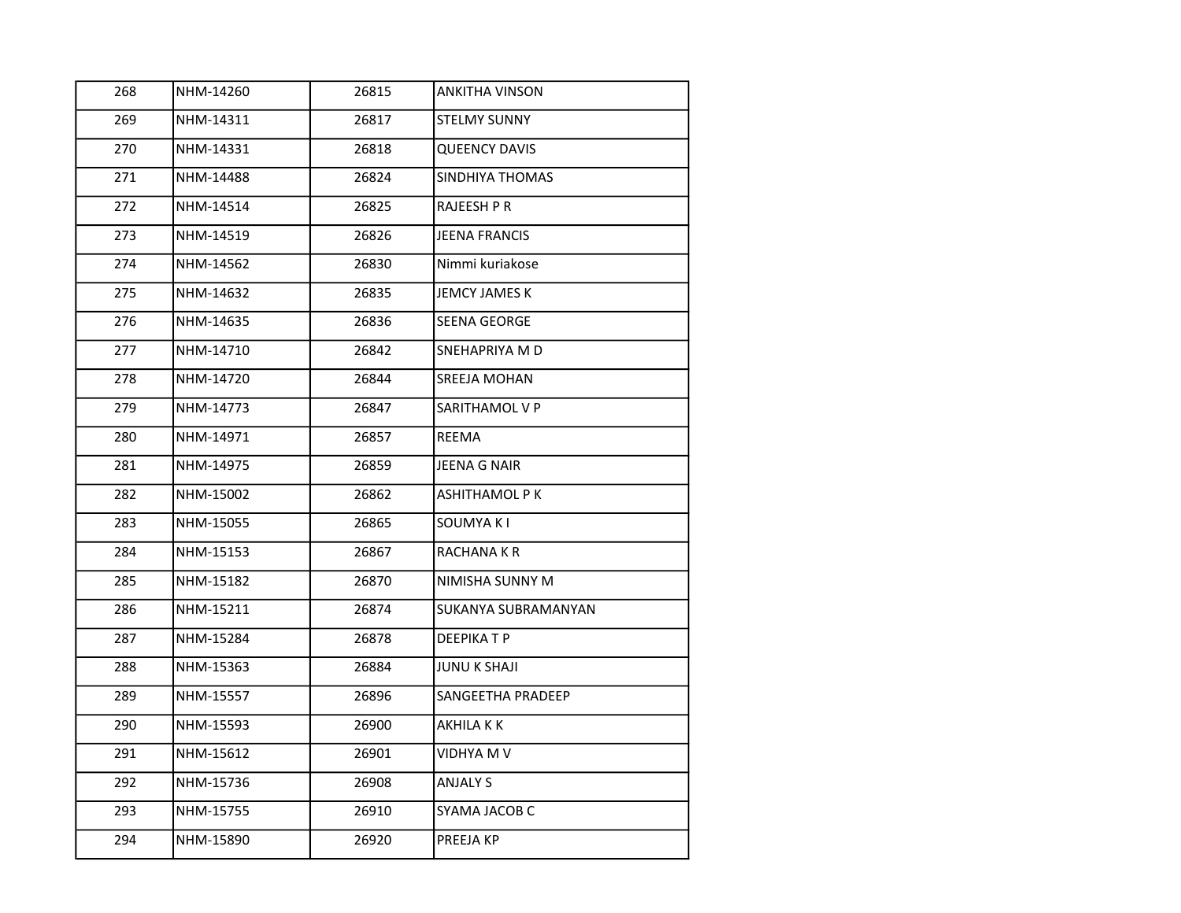| 268 | NHM-14260 | 26815 | ANKITHA VINSON |
|---|---|---|---|
| 269 | NHM-14311 | 26817 | STELMY SUNNY |
| 270 | NHM-14331 | 26818 | QUEENCY DAVIS |
| 271 | NHM-14488 | 26824 | SINDHIYA THOMAS |
| 272 | NHM-14514 | 26825 | RAJEESH P R |
| 273 | NHM-14519 | 26826 | JEENA FRANCIS |
| 274 | NHM-14562 | 26830 | Nimmi kuriakose |
| 275 | NHM-14632 | 26835 | JEMCY JAMES K |
| 276 | NHM-14635 | 26836 | SEENA GEORGE |
| 277 | NHM-14710 | 26842 | SNEHAPRIYA M D |
| 278 | NHM-14720 | 26844 | SREEJA MOHAN |
| 279 | NHM-14773 | 26847 | SARITHAMOL V P |
| 280 | NHM-14971 | 26857 | REEMA |
| 281 | NHM-14975 | 26859 | JEENA G NAIR |
| 282 | NHM-15002 | 26862 | ASHITHAMOL P K |
| 283 | NHM-15055 | 26865 | SOUMYA K I |
| 284 | NHM-15153 | 26867 | RACHANA K R |
| 285 | NHM-15182 | 26870 | NIMISHA SUNNY M |
| 286 | NHM-15211 | 26874 | SUKANYA SUBRAMANYAN |
| 287 | NHM-15284 | 26878 | DEEPIKA T P |
| 288 | NHM-15363 | 26884 | JUNU K SHAJI |
| 289 | NHM-15557 | 26896 | SANGEETHA PRADEEP |
| 290 | NHM-15593 | 26900 | AKHILA K K |
| 291 | NHM-15612 | 26901 | VIDHYA M V |
| 292 | NHM-15736 | 26908 | ANJALY S |
| 293 | NHM-15755 | 26910 | SYAMA JACOB C |
| 294 | NHM-15890 | 26920 | PREEJA KP |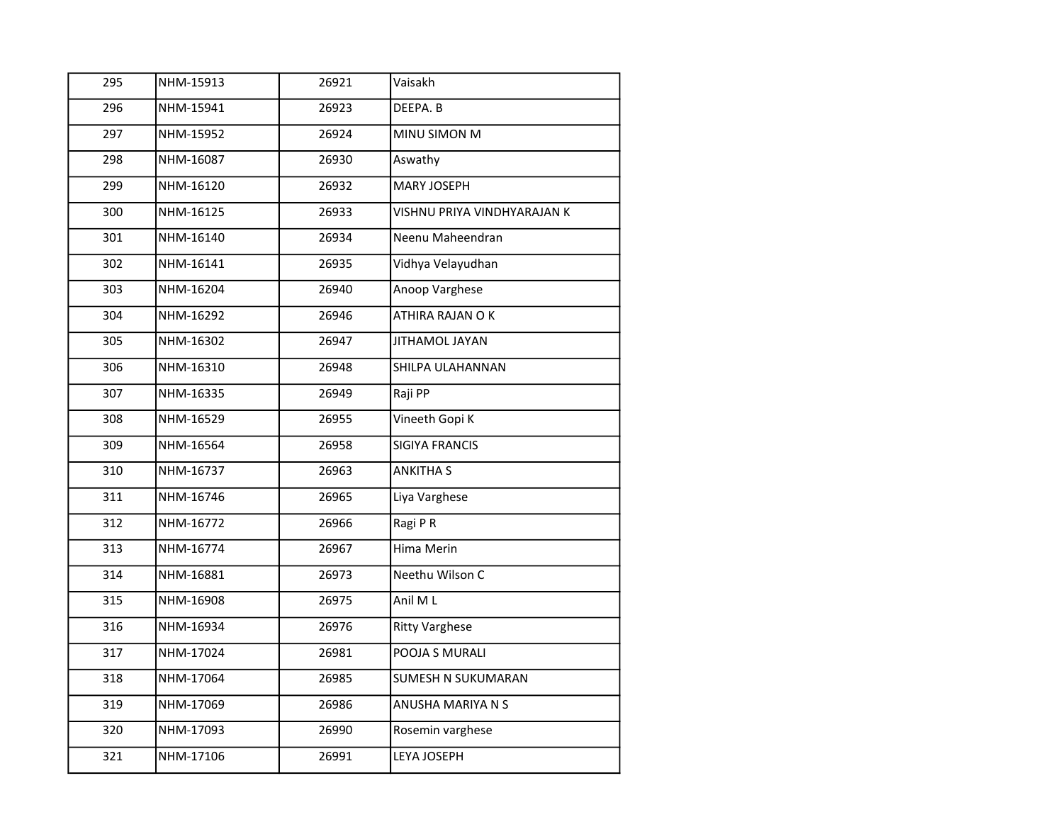| 295 | NHM-15913 | 26921 | Vaisakh |
|---|---|---|---|
| 296 | NHM-15941 | 26923 | DEEPA. B |
| 297 | NHM-15952 | 26924 | MINU SIMON M |
| 298 | NHM-16087 | 26930 | Aswathy |
| 299 | NHM-16120 | 26932 | MARY JOSEPH |
| 300 | NHM-16125 | 26933 | VISHNU PRIYA VINDHYARAJAN K |
| 301 | NHM-16140 | 26934 | Neenu Maheendran |
| 302 | NHM-16141 | 26935 | Vidhya Velayudhan |
| 303 | NHM-16204 | 26940 | Anoop Varghese |
| 304 | NHM-16292 | 26946 | ATHIRA RAJAN O K |
| 305 | NHM-16302 | 26947 | JITHAMOL JAYAN |
| 306 | NHM-16310 | 26948 | SHILPA ULAHANNAN |
| 307 | NHM-16335 | 26949 | Raji PP |
| 308 | NHM-16529 | 26955 | Vineeth Gopi K |
| 309 | NHM-16564 | 26958 | SIGIYA FRANCIS |
| 310 | NHM-16737 | 26963 | ANKITHA S |
| 311 | NHM-16746 | 26965 | Liya Varghese |
| 312 | NHM-16772 | 26966 | Ragi P R |
| 313 | NHM-16774 | 26967 | Hima Merin |
| 314 | NHM-16881 | 26973 | Neethu Wilson C |
| 315 | NHM-16908 | 26975 | Anil M L |
| 316 | NHM-16934 | 26976 | Ritty Varghese |
| 317 | NHM-17024 | 26981 | POOJA S MURALI |
| 318 | NHM-17064 | 26985 | SUMESH N SUKUMARAN |
| 319 | NHM-17069 | 26986 | ANUSHA MARIYA N S |
| 320 | NHM-17093 | 26990 | Rosemin varghese |
| 321 | NHM-17106 | 26991 | LEYA JOSEPH |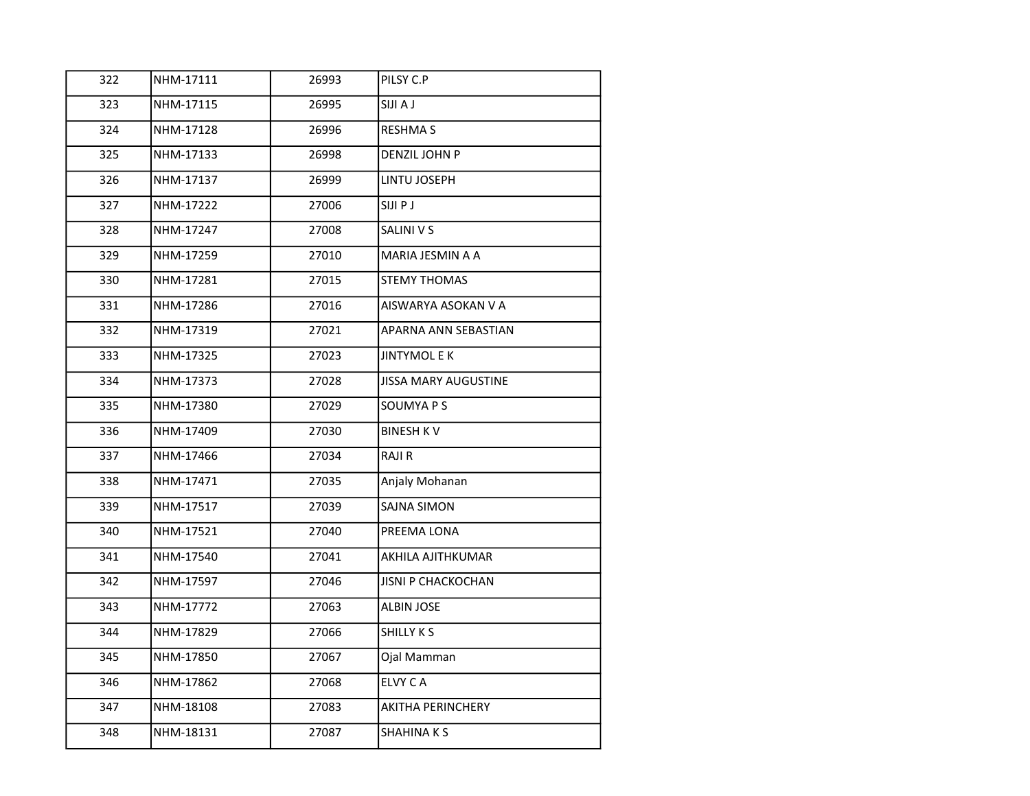| | | | |
|---|---|---|---|
| 322 | NHM-17111 | 26993 | PILSY C.P |
| 323 | NHM-17115 | 26995 | SIJI A J |
| 324 | NHM-17128 | 26996 | RESHMA S |
| 325 | NHM-17133 | 26998 | DENZIL JOHN P |
| 326 | NHM-17137 | 26999 | LINTU JOSEPH |
| 327 | NHM-17222 | 27006 | SIJI P J |
| 328 | NHM-17247 | 27008 | SALINI V S |
| 329 | NHM-17259 | 27010 | MARIA JESMIN A A |
| 330 | NHM-17281 | 27015 | STEMY THOMAS |
| 331 | NHM-17286 | 27016 | AISWARYA ASOKAN V A |
| 332 | NHM-17319 | 27021 | APARNA ANN SEBASTIAN |
| 333 | NHM-17325 | 27023 | JINTYMOL E K |
| 334 | NHM-17373 | 27028 | JISSA MARY AUGUSTINE |
| 335 | NHM-17380 | 27029 | SOUMYA P S |
| 336 | NHM-17409 | 27030 | BINESH K V |
| 337 | NHM-17466 | 27034 | RAJI R |
| 338 | NHM-17471 | 27035 | Anjaly Mohanan |
| 339 | NHM-17517 | 27039 | SAJNA SIMON |
| 340 | NHM-17521 | 27040 | PREEMA LONA |
| 341 | NHM-17540 | 27041 | AKHILA AJITHKUMAR |
| 342 | NHM-17597 | 27046 | JISNI P CHACKOCHAN |
| 343 | NHM-17772 | 27063 | ALBIN JOSE |
| 344 | NHM-17829 | 27066 | SHILLY K S |
| 345 | NHM-17850 | 27067 | Ojal Mamman |
| 346 | NHM-17862 | 27068 | ELVY C A |
| 347 | NHM-18108 | 27083 | AKITHA PERINCHERY |
| 348 | NHM-18131 | 27087 | SHAHINA K S |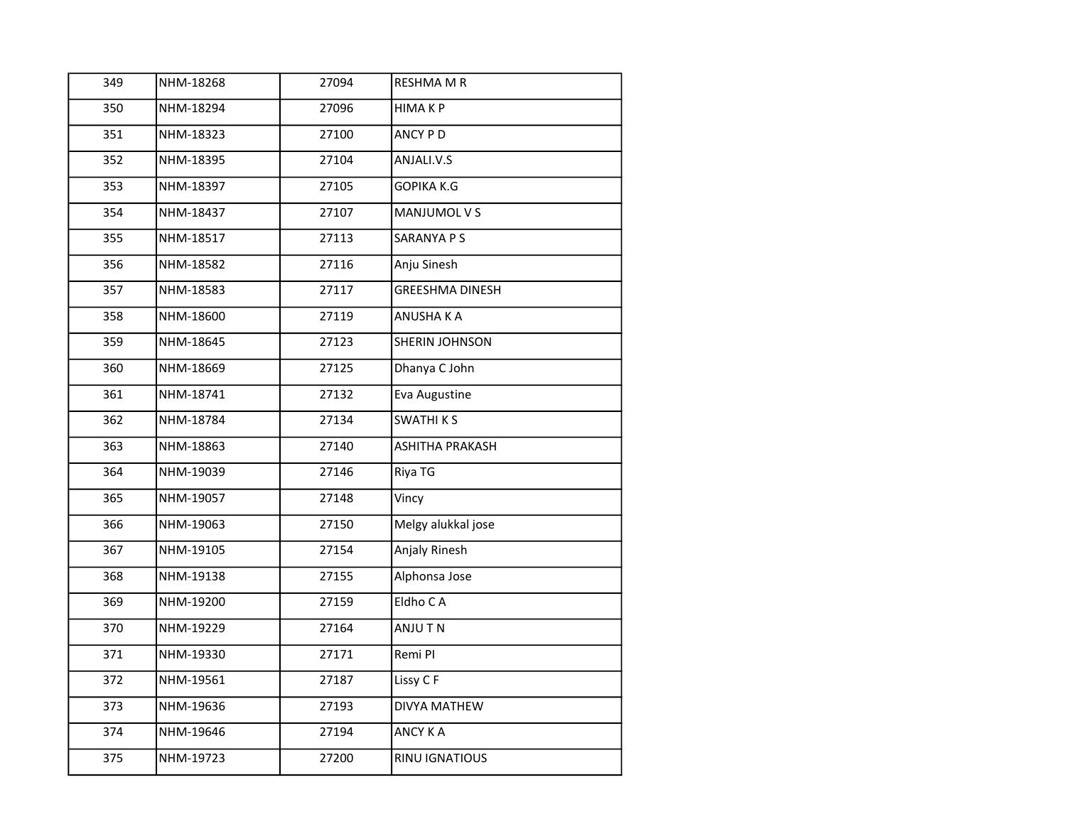| 349 | NHM-18268 | 27094 | RESHMA M R |
|---|---|---|---|
| 350 | NHM-18294 | 27096 | HIMA K P |
| 351 | NHM-18323 | 27100 | ANCY P D |
| 352 | NHM-18395 | 27104 | ANJALI.V.S |
| 353 | NHM-18397 | 27105 | GOPIKA K.G |
| 354 | NHM-18437 | 27107 | MANJUMOL V S |
| 355 | NHM-18517 | 27113 | SARANYA P S |
| 356 | NHM-18582 | 27116 | Anju Sinesh |
| 357 | NHM-18583 | 27117 | GREESHMA DINESH |
| 358 | NHM-18600 | 27119 | ANUSHA K A |
| 359 | NHM-18645 | 27123 | SHERIN JOHNSON |
| 360 | NHM-18669 | 27125 | Dhanya C John |
| 361 | NHM-18741 | 27132 | Eva Augustine |
| 362 | NHM-18784 | 27134 | SWATHI K S |
| 363 | NHM-18863 | 27140 | ASHITHA PRAKASH |
| 364 | NHM-19039 | 27146 | Riya TG |
| 365 | NHM-19057 | 27148 | Vincy |
| 366 | NHM-19063 | 27150 | Melgy alukkal jose |
| 367 | NHM-19105 | 27154 | Anjaly Rinesh |
| 368 | NHM-19138 | 27155 | Alphonsa Jose |
| 369 | NHM-19200 | 27159 | Eldho C A |
| 370 | NHM-19229 | 27164 | ANJU T N |
| 371 | NHM-19330 | 27171 | Remi PI |
| 372 | NHM-19561 | 27187 | Lissy C F |
| 373 | NHM-19636 | 27193 | DIVYA MATHEW |
| 374 | NHM-19646 | 27194 | ANCY K A |
| 375 | NHM-19723 | 27200 | RINU IGNATIOUS |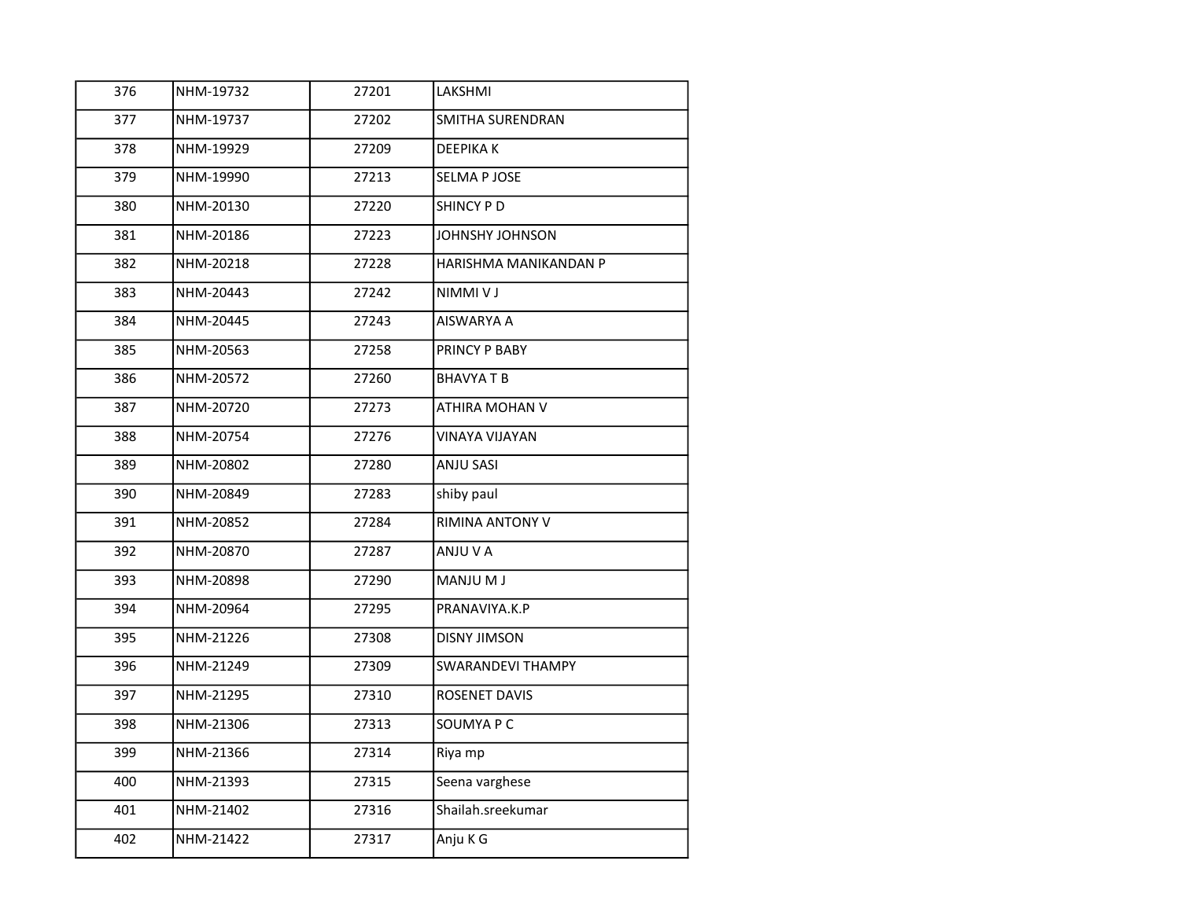| 376 | NHM-19732 | 27201 | LAKSHMI |
|---|---|---|---|
| 377 | NHM-19737 | 27202 | SMITHA SURENDRAN |
| 378 | NHM-19929 | 27209 | DEEPIKA K |
| 379 | NHM-19990 | 27213 | SELMA P JOSE |
| 380 | NHM-20130 | 27220 | SHINCY P D |
| 381 | NHM-20186 | 27223 | JOHNSHY JOHNSON |
| 382 | NHM-20218 | 27228 | HARISHMA MANIKANDAN P |
| 383 | NHM-20443 | 27242 | NIMMI V J |
| 384 | NHM-20445 | 27243 | AISWARYA A |
| 385 | NHM-20563 | 27258 | PRINCY P BABY |
| 386 | NHM-20572 | 27260 | BHAVYA T B |
| 387 | NHM-20720 | 27273 | ATHIRA MOHAN V |
| 388 | NHM-20754 | 27276 | VINAYA VIJAYAN |
| 389 | NHM-20802 | 27280 | ANJU SASI |
| 390 | NHM-20849 | 27283 | shiby paul |
| 391 | NHM-20852 | 27284 | RIMINA ANTONY V |
| 392 | NHM-20870 | 27287 | ANJU V A |
| 393 | NHM-20898 | 27290 | MANJU M J |
| 394 | NHM-20964 | 27295 | PRANAVIYA.K.P |
| 395 | NHM-21226 | 27308 | DISNY JIMSON |
| 396 | NHM-21249 | 27309 | SWARANDEVI THAMPY |
| 397 | NHM-21295 | 27310 | ROSENET DAVIS |
| 398 | NHM-21306 | 27313 | SOUMYA P C |
| 399 | NHM-21366 | 27314 | Riya mp |
| 400 | NHM-21393 | 27315 | Seena varghese |
| 401 | NHM-21402 | 27316 | Shailah.sreekumar |
| 402 | NHM-21422 | 27317 | Anju K G |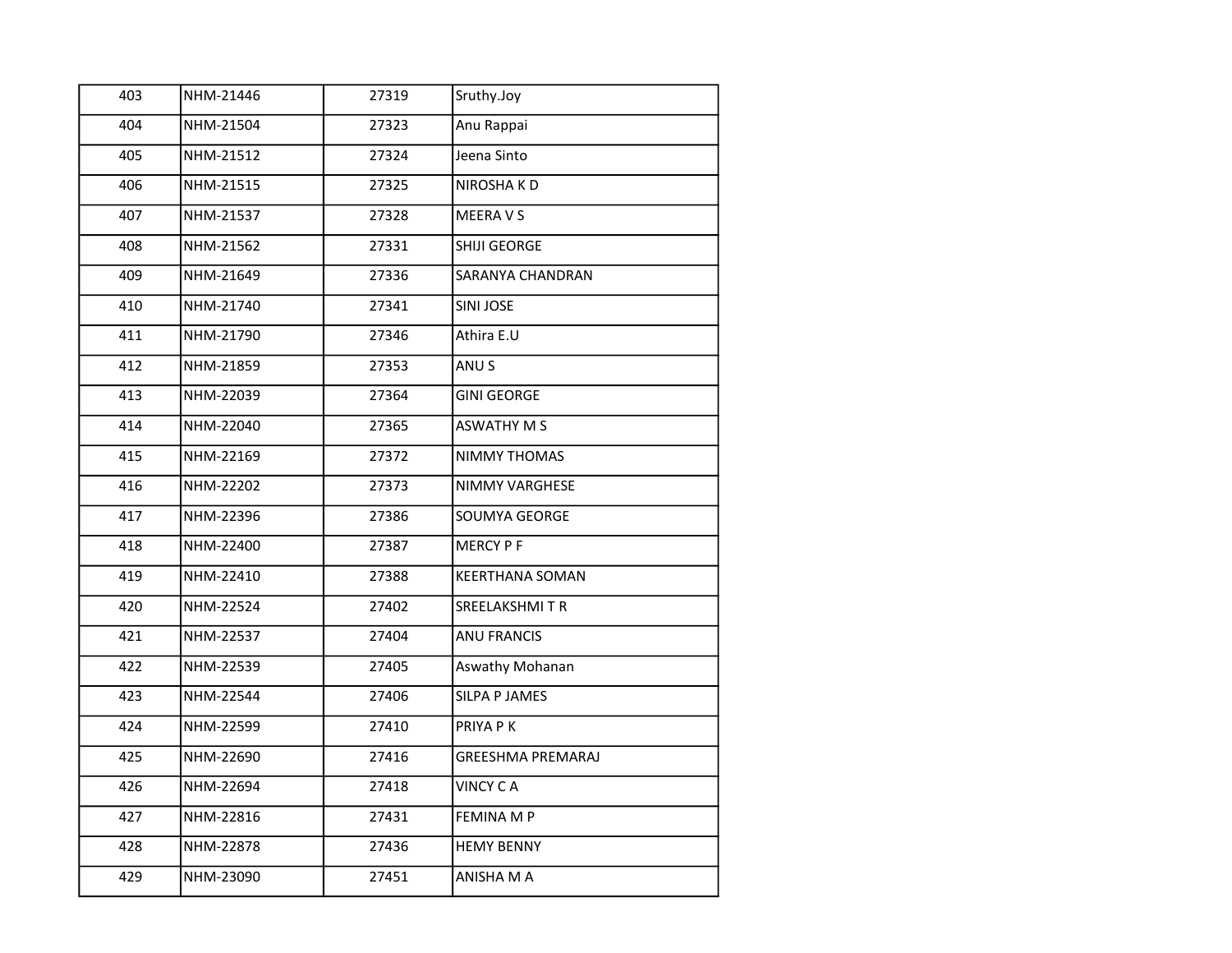| 403 | NHM-21446 | 27319 | Sruthy.Joy |
|---|---|---|---|
| 404 | NHM-21504 | 27323 | Anu Rappai |
| 405 | NHM-21512 | 27324 | Jeena Sinto |
| 406 | NHM-21515 | 27325 | NIROSHA K D |
| 407 | NHM-21537 | 27328 | MEERA V S |
| 408 | NHM-21562 | 27331 | SHIJI GEORGE |
| 409 | NHM-21649 | 27336 | SARANYA CHANDRAN |
| 410 | NHM-21740 | 27341 | SINI JOSE |
| 411 | NHM-21790 | 27346 | Athira E.U |
| 412 | NHM-21859 | 27353 | ANU S |
| 413 | NHM-22039 | 27364 | GINI GEORGE |
| 414 | NHM-22040 | 27365 | ASWATHY M S |
| 415 | NHM-22169 | 27372 | NIMMY THOMAS |
| 416 | NHM-22202 | 27373 | NIMMY VARGHESE |
| 417 | NHM-22396 | 27386 | SOUMYA GEORGE |
| 418 | NHM-22400 | 27387 | MERCY P F |
| 419 | NHM-22410 | 27388 | KEERTHANA SOMAN |
| 420 | NHM-22524 | 27402 | SREELAKSHMI T R |
| 421 | NHM-22537 | 27404 | ANU FRANCIS |
| 422 | NHM-22539 | 27405 | Aswathy Mohanan |
| 423 | NHM-22544 | 27406 | SILPA P JAMES |
| 424 | NHM-22599 | 27410 | PRIYA P K |
| 425 | NHM-22690 | 27416 | GREESHMA PREMARAJ |
| 426 | NHM-22694 | 27418 | VINCY C A |
| 427 | NHM-22816 | 27431 | FEMINA M P |
| 428 | NHM-22878 | 27436 | HEMY BENNY |
| 429 | NHM-23090 | 27451 | ANISHA M A |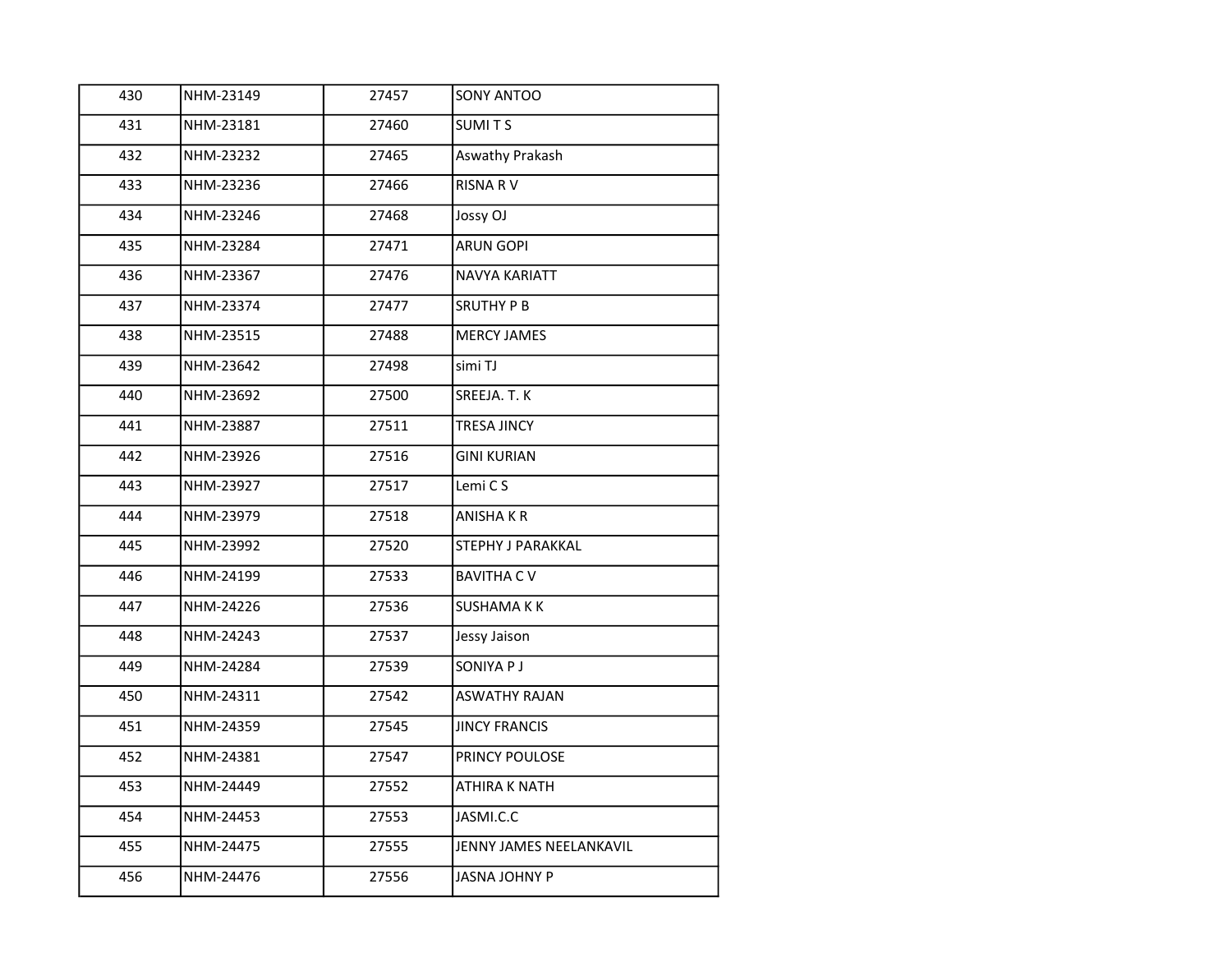| | | | |
|---|---|---|---|
| 430 | NHM-23149 | 27457 | SONY ANTOO |
| 431 | NHM-23181 | 27460 | SUMI T S |
| 432 | NHM-23232 | 27465 | Aswathy Prakash |
| 433 | NHM-23236 | 27466 | RISNA R V |
| 434 | NHM-23246 | 27468 | Jossy OJ |
| 435 | NHM-23284 | 27471 | ARUN GOPI |
| 436 | NHM-23367 | 27476 | NAVYA KARIATT |
| 437 | NHM-23374 | 27477 | SRUTHY P B |
| 438 | NHM-23515 | 27488 | MERCY JAMES |
| 439 | NHM-23642 | 27498 | simi TJ |
| 440 | NHM-23692 | 27500 | SREEJA. T. K |
| 441 | NHM-23887 | 27511 | TRESA JINCY |
| 442 | NHM-23926 | 27516 | GINI KURIAN |
| 443 | NHM-23927 | 27517 | Lemi C S |
| 444 | NHM-23979 | 27518 | ANISHA K R |
| 445 | NHM-23992 | 27520 | STEPHY J PARAKKAL |
| 446 | NHM-24199 | 27533 | BAVITHA C V |
| 447 | NHM-24226 | 27536 | SUSHAMA K K |
| 448 | NHM-24243 | 27537 | Jessy Jaison |
| 449 | NHM-24284 | 27539 | SONIYA P J |
| 450 | NHM-24311 | 27542 | ASWATHY RAJAN |
| 451 | NHM-24359 | 27545 | JINCY FRANCIS |
| 452 | NHM-24381 | 27547 | PRINCY POULOSE |
| 453 | NHM-24449 | 27552 | ATHIRA K NATH |
| 454 | NHM-24453 | 27553 | JASMI.C.C |
| 455 | NHM-24475 | 27555 | JENNY JAMES NEELANKAVIL |
| 456 | NHM-24476 | 27556 | JASNA JOHNY P |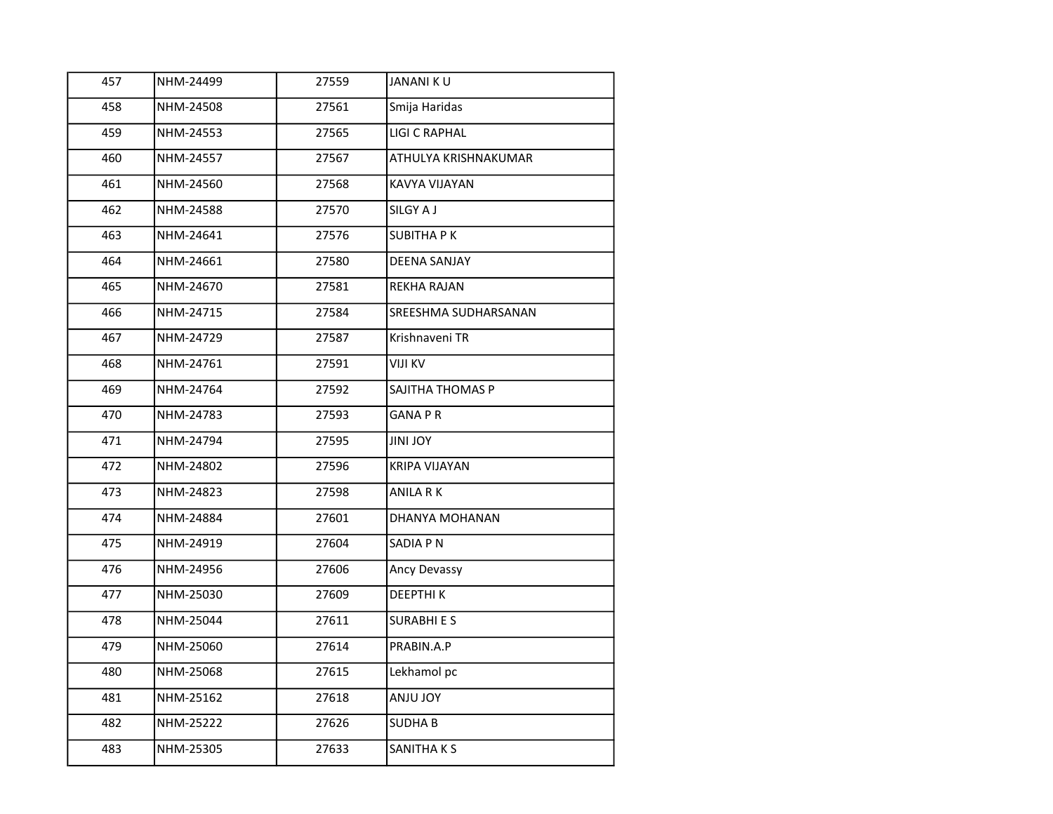| 457 | NHM-24499 | 27559 | JANANI K U |
|---|---|---|---|
| 458 | NHM-24508 | 27561 | Smija Haridas |
| 459 | NHM-24553 | 27565 | LIGI C RAPHAL |
| 460 | NHM-24557 | 27567 | ATHULYA KRISHNAKUMAR |
| 461 | NHM-24560 | 27568 | KAVYA VIJAYAN |
| 462 | NHM-24588 | 27570 | SILGY A J |
| 463 | NHM-24641 | 27576 | SUBITHA P K |
| 464 | NHM-24661 | 27580 | DEENA SANJAY |
| 465 | NHM-24670 | 27581 | REKHA RAJAN |
| 466 | NHM-24715 | 27584 | SREESHMA SUDHARSANAN |
| 467 | NHM-24729 | 27587 | Krishnaveni TR |
| 468 | NHM-24761 | 27591 | VIJI KV |
| 469 | NHM-24764 | 27592 | SAJITHA THOMAS P |
| 470 | NHM-24783 | 27593 | GANA P R |
| 471 | NHM-24794 | 27595 | JINI JOY |
| 472 | NHM-24802 | 27596 | KRIPA VIJAYAN |
| 473 | NHM-24823 | 27598 | ANILA R K |
| 474 | NHM-24884 | 27601 | DHANYA MOHANAN |
| 475 | NHM-24919 | 27604 | SADIA P N |
| 476 | NHM-24956 | 27606 | Ancy Devassy |
| 477 | NHM-25030 | 27609 | DEEPTHI K |
| 478 | NHM-25044 | 27611 | SURABHI E S |
| 479 | NHM-25060 | 27614 | PRABIN.A.P |
| 480 | NHM-25068 | 27615 | Lekhamol pc |
| 481 | NHM-25162 | 27618 | ANJU JOY |
| 482 | NHM-25222 | 27626 | SUDHA B |
| 483 | NHM-25305 | 27633 | SANITHA K S |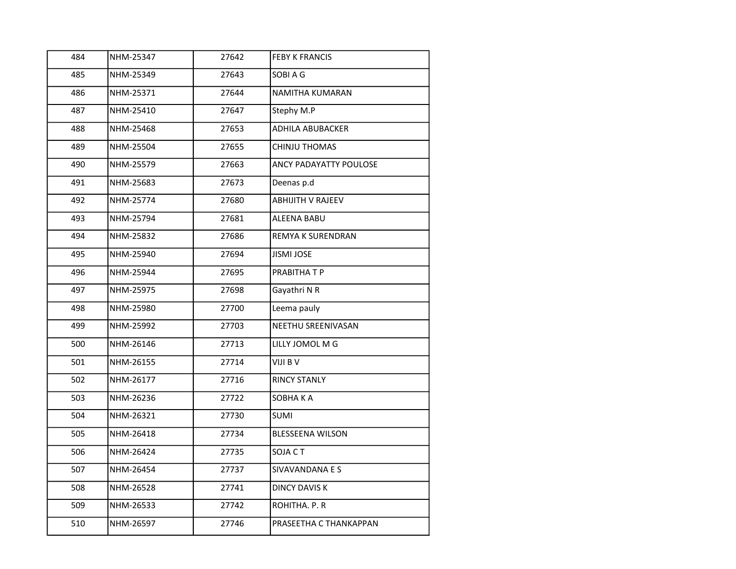| 484 | NHM-25347 | 27642 | FEBY K FRANCIS |
|---|---|---|---|
| 485 | NHM-25349 | 27643 | SOBI A G |
| 486 | NHM-25371 | 27644 | NAMITHA KUMARAN |
| 487 | NHM-25410 | 27647 | Stephy M.P |
| 488 | NHM-25468 | 27653 | ADHILA ABUBACKER |
| 489 | NHM-25504 | 27655 | CHINJU THOMAS |
| 490 | NHM-25579 | 27663 | ANCY PADAYATTY POULOSE |
| 491 | NHM-25683 | 27673 | Deenas p.d |
| 492 | NHM-25774 | 27680 | ABHIJITH V RAJEEV |
| 493 | NHM-25794 | 27681 | ALEENA BABU |
| 494 | NHM-25832 | 27686 | REMYA K SURENDRAN |
| 495 | NHM-25940 | 27694 | JISMI JOSE |
| 496 | NHM-25944 | 27695 | PRABITHA T P |
| 497 | NHM-25975 | 27698 | Gayathri N R |
| 498 | NHM-25980 | 27700 | Leema pauly |
| 499 | NHM-25992 | 27703 | NEETHU SREENIVASAN |
| 500 | NHM-26146 | 27713 | LILLY JOMOL M G |
| 501 | NHM-26155 | 27714 | VIJI B V |
| 502 | NHM-26177 | 27716 | RINCY STANLY |
| 503 | NHM-26236 | 27722 | SOBHA K A |
| 504 | NHM-26321 | 27730 | SUMI |
| 505 | NHM-26418 | 27734 | BLESSEENA WILSON |
| 506 | NHM-26424 | 27735 | SOJA C T |
| 507 | NHM-26454 | 27737 | SIVAVANDANA E S |
| 508 | NHM-26528 | 27741 | DINCY DAVIS K |
| 509 | NHM-26533 | 27742 | ROHITHA. P. R |
| 510 | NHM-26597 | 27746 | PRASEETHA C THANKAPPAN |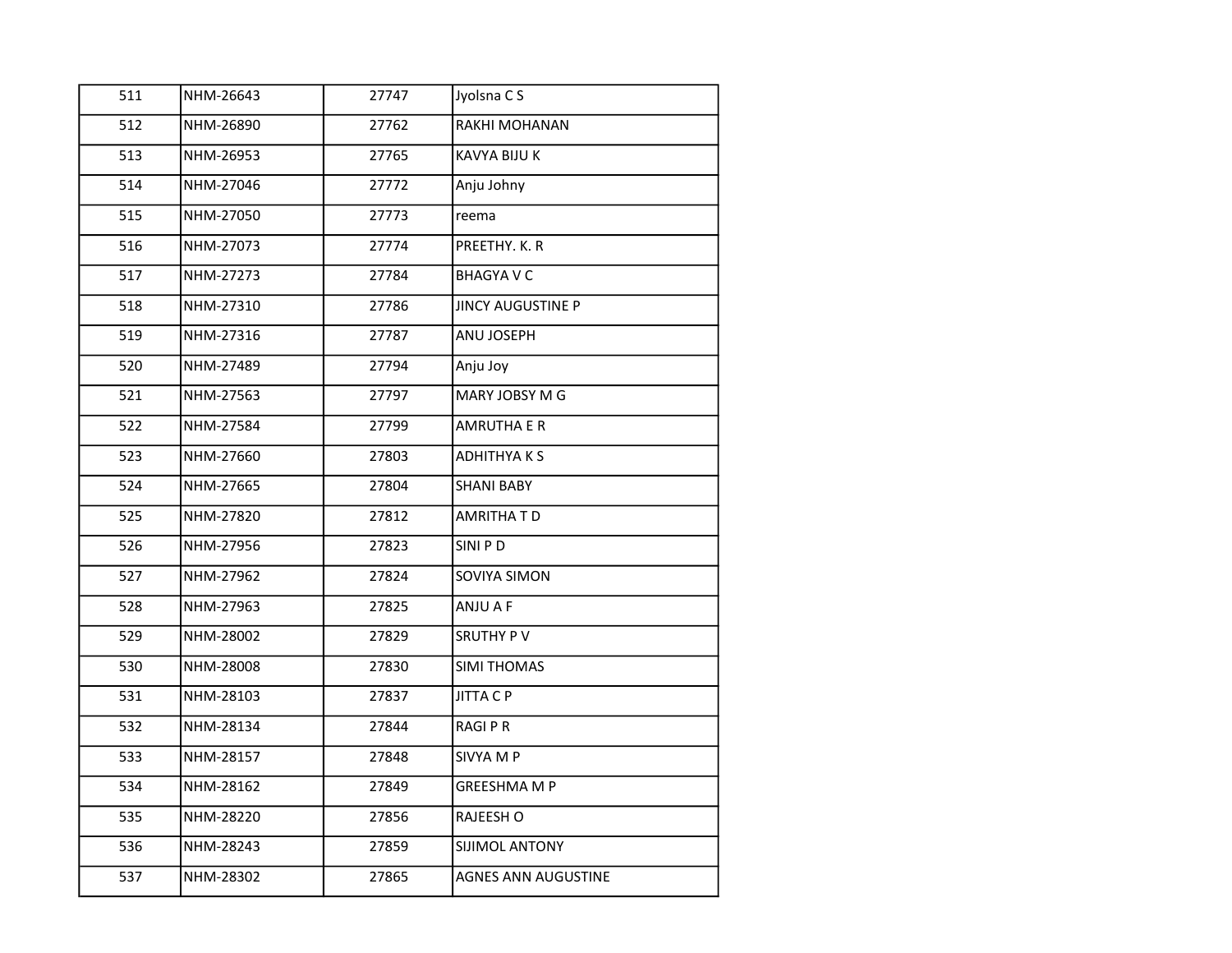| | | | |
|---|---|---|---|
| 511 | NHM-26643 | 27747 | Jyolsna C S |
| 512 | NHM-26890 | 27762 | RAKHI MOHANAN |
| 513 | NHM-26953 | 27765 | KAVYA BIJU K |
| 514 | NHM-27046 | 27772 | Anju Johny |
| 515 | NHM-27050 | 27773 | reema |
| 516 | NHM-27073 | 27774 | PREETHY. K. R |
| 517 | NHM-27273 | 27784 | BHAGYA V C |
| 518 | NHM-27310 | 27786 | JINCY AUGUSTINE P |
| 519 | NHM-27316 | 27787 | ANU JOSEPH |
| 520 | NHM-27489 | 27794 | Anju Joy |
| 521 | NHM-27563 | 27797 | MARY JOBSY M G |
| 522 | NHM-27584 | 27799 | AMRUTHA E R |
| 523 | NHM-27660 | 27803 | ADHITHYA K S |
| 524 | NHM-27665 | 27804 | SHANI BABY |
| 525 | NHM-27820 | 27812 | AMRITHA T D |
| 526 | NHM-27956 | 27823 | SINI P D |
| 527 | NHM-27962 | 27824 | SOVIYA SIMON |
| 528 | NHM-27963 | 27825 | ANJU A F |
| 529 | NHM-28002 | 27829 | SRUTHY P V |
| 530 | NHM-28008 | 27830 | SIMI THOMAS |
| 531 | NHM-28103 | 27837 | JITTA C P |
| 532 | NHM-28134 | 27844 | RAGI P R |
| 533 | NHM-28157 | 27848 | SIVYA M P |
| 534 | NHM-28162 | 27849 | GREESHMA M P |
| 535 | NHM-28220 | 27856 | RAJEESH O |
| 536 | NHM-28243 | 27859 | SIJIMOL ANTONY |
| 537 | NHM-28302 | 27865 | AGNES ANN AUGUSTINE |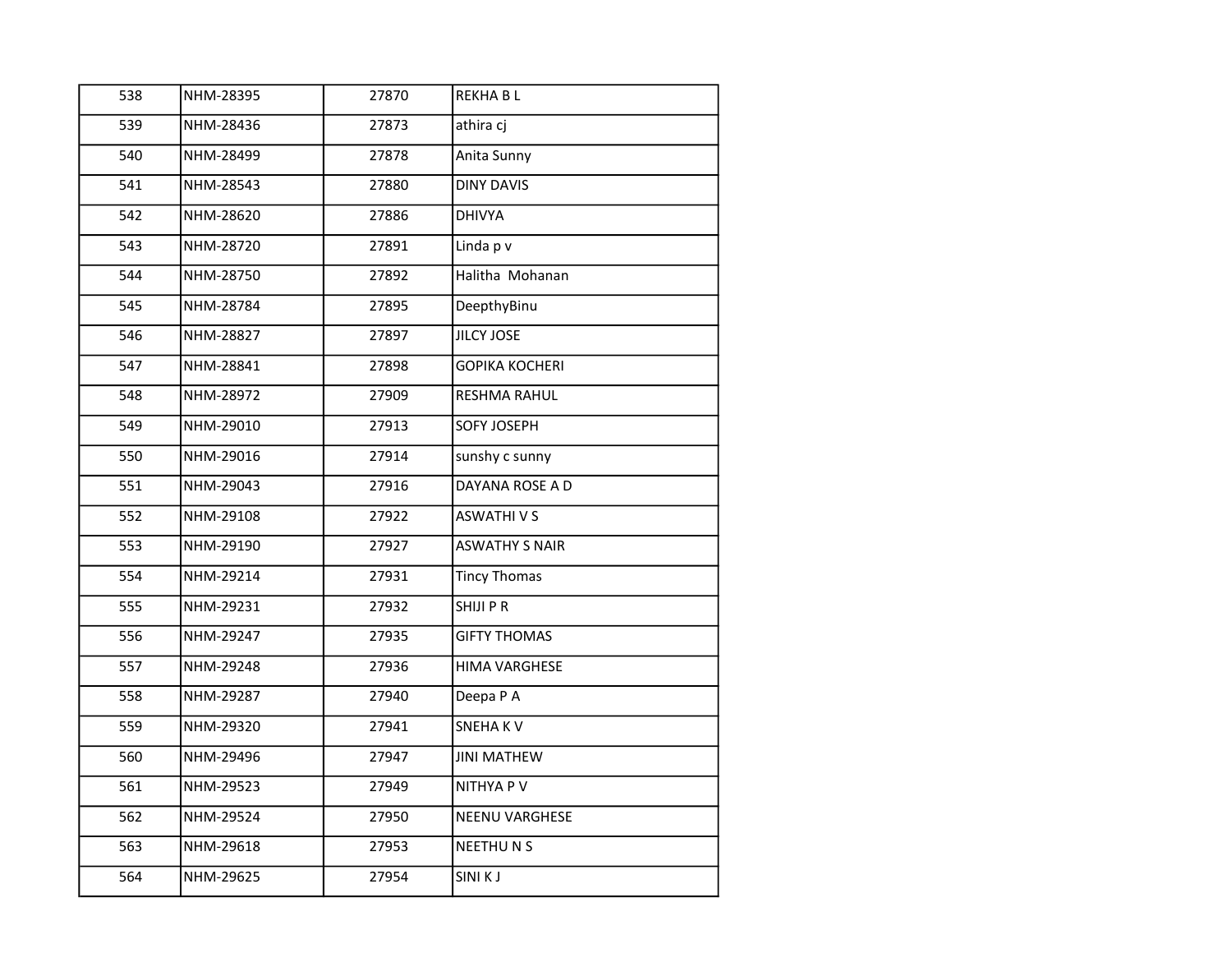| | | | |
|---|---|---|---|
| 538 | NHM-28395 | 27870 | REKHA B L |
| 539 | NHM-28436 | 27873 | athira cj |
| 540 | NHM-28499 | 27878 | Anita Sunny |
| 541 | NHM-28543 | 27880 | DINY DAVIS |
| 542 | NHM-28620 | 27886 | DHIVYA |
| 543 | NHM-28720 | 27891 | Linda p v |
| 544 | NHM-28750 | 27892 | Halitha  Mohanan |
| 545 | NHM-28784 | 27895 | DeepthyBinu |
| 546 | NHM-28827 | 27897 | JILCY JOSE |
| 547 | NHM-28841 | 27898 | GOPIKA KOCHERI |
| 548 | NHM-28972 | 27909 | RESHMA RAHUL |
| 549 | NHM-29010 | 27913 | SOFY JOSEPH |
| 550 | NHM-29016 | 27914 | sunshy c sunny |
| 551 | NHM-29043 | 27916 | DAYANA ROSE A D |
| 552 | NHM-29108 | 27922 | ASWATHI V S |
| 553 | NHM-29190 | 27927 | ASWATHY S NAIR |
| 554 | NHM-29214 | 27931 | Tincy Thomas |
| 555 | NHM-29231 | 27932 | SHIJI P R |
| 556 | NHM-29247 | 27935 | GIFTY THOMAS |
| 557 | NHM-29248 | 27936 | HIMA VARGHESE |
| 558 | NHM-29287 | 27940 | Deepa P A |
| 559 | NHM-29320 | 27941 | SNEHA K V |
| 560 | NHM-29496 | 27947 | JINI MATHEW |
| 561 | NHM-29523 | 27949 | NITHYA P V |
| 562 | NHM-29524 | 27950 | NEENU VARGHESE |
| 563 | NHM-29618 | 27953 | NEETHU N S |
| 564 | NHM-29625 | 27954 | SINI K J |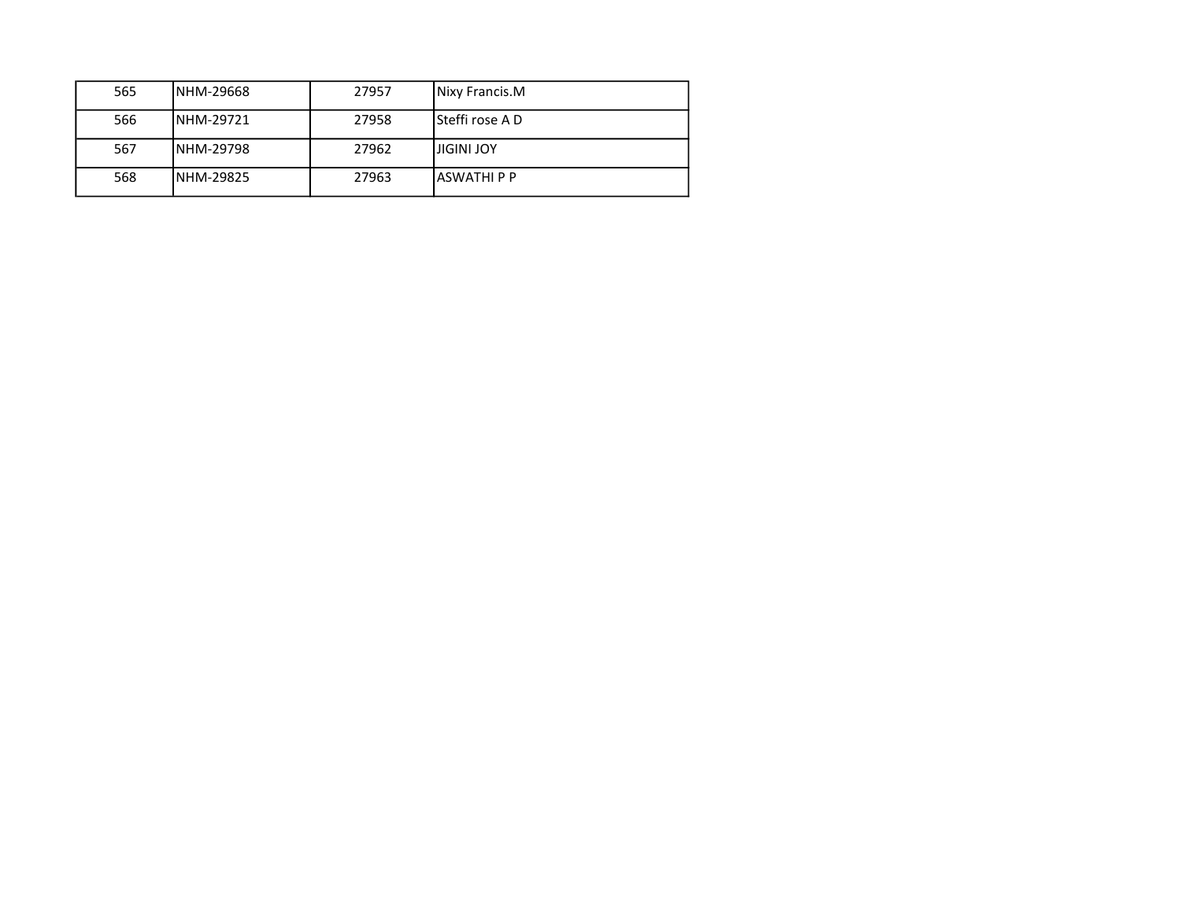| | | | |
|---|---|---|---|
| 565 | NHM-29668 | 27957 | Nixy Francis.M |
| 566 | NHM-29721 | 27958 | Steffi rose A D |
| 567 | NHM-29798 | 27962 | JIGINI JOY |
| 568 | NHM-29825 | 27963 | ASWATHI P P |